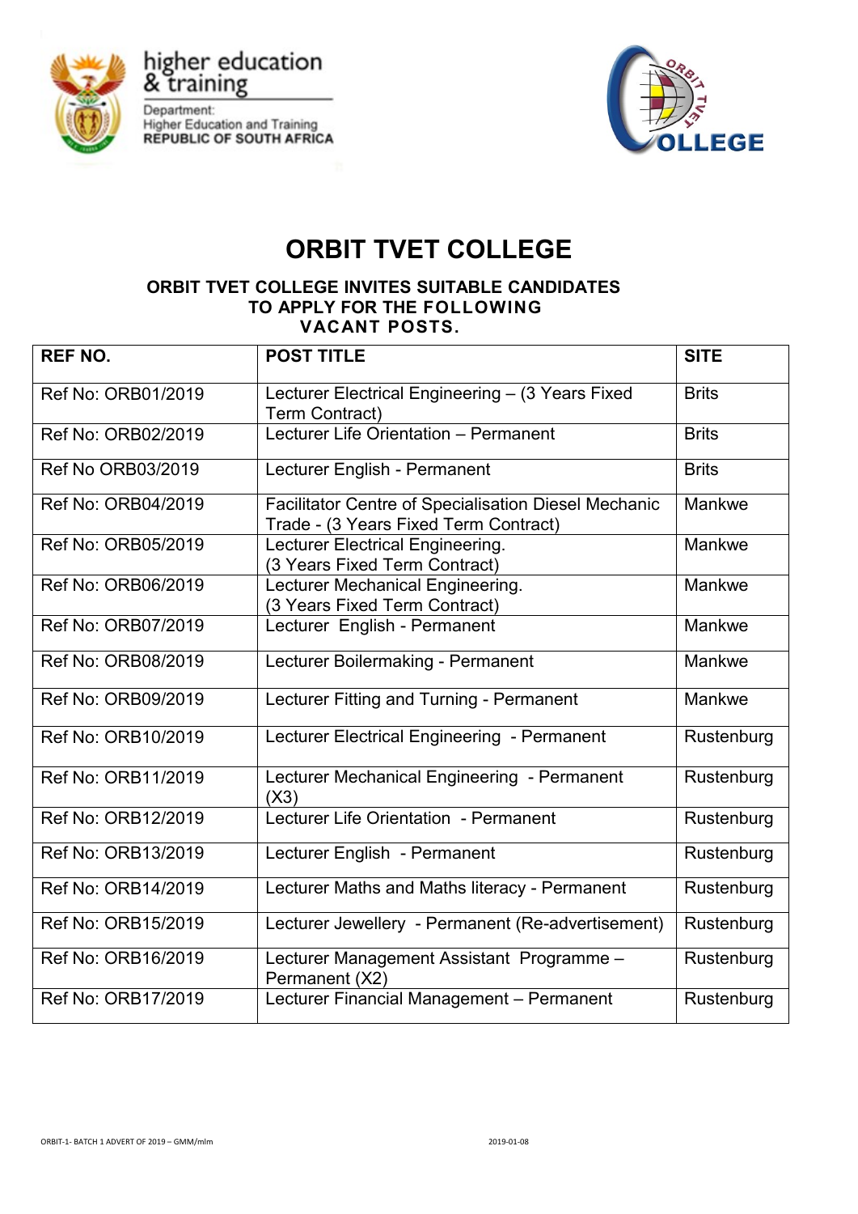higher education & training

Department: Higher Education and Training
REPUBLIC OF SOUTH AFRICA

# ORBIT TVET COLLEGE

### ORBIT TVET COLLEGE INVITES SUITABLE CANDIDATES TO APPLY FOR THE FOLLOWING VACANT POSTS.

| REF NO. | POST TITLE | SITE |
|---|---|---|
| Ref No: ORB01/2019 | Lecturer Electrical Engineering – (3 Years Fixed Term Contract) | Brits |
| Ref No: ORB02/2019 | Lecturer Life Orientation – Permanent | Brits |
| Ref No ORB03/2019 | Lecturer English - Permanent | Brits |
| Ref No: ORB04/2019 | Facilitator Centre of Specialisation Diesel Mechanic Trade - (3 Years Fixed Term Contract) | Mankwe |
| Ref No: ORB05/2019 | Lecturer Electrical Engineering. (3 Years Fixed Term Contract) | Mankwe |
| Ref No: ORB06/2019 | Lecturer Mechanical Engineering. (3 Years Fixed Term Contract) | Mankwe |
| Ref No: ORB07/2019 | Lecturer English - Permanent | Mankwe |
| Ref No: ORB08/2019 | Lecturer Boilermaking - Permanent | Mankwe |
| Ref No: ORB09/2019 | Lecturer Fitting and Turning - Permanent | Mankwe |
| Ref No: ORB10/2019 | Lecturer Electrical Engineering - Permanent | Rustenburg |
| Ref No: ORB11/2019 | Lecturer Mechanical Engineering - Permanent (X3) | Rustenburg |
| Ref No: ORB12/2019 | Lecturer Life Orientation - Permanent | Rustenburg |
| Ref No: ORB13/2019 | Lecturer English - Permanent | Rustenburg |
| Ref No: ORB14/2019 | Lecturer Maths and Maths literacy - Permanent | Rustenburg |
| Ref No: ORB15/2019 | Lecturer Jewellery - Permanent (Re-advertisement) | Rustenburg |
| Ref No: ORB16/2019 | Lecturer Management Assistant Programme – Permanent (X2) | Rustenburg |
| Ref No: ORB17/2019 | Lecturer Financial Management – Permanent | Rustenburg |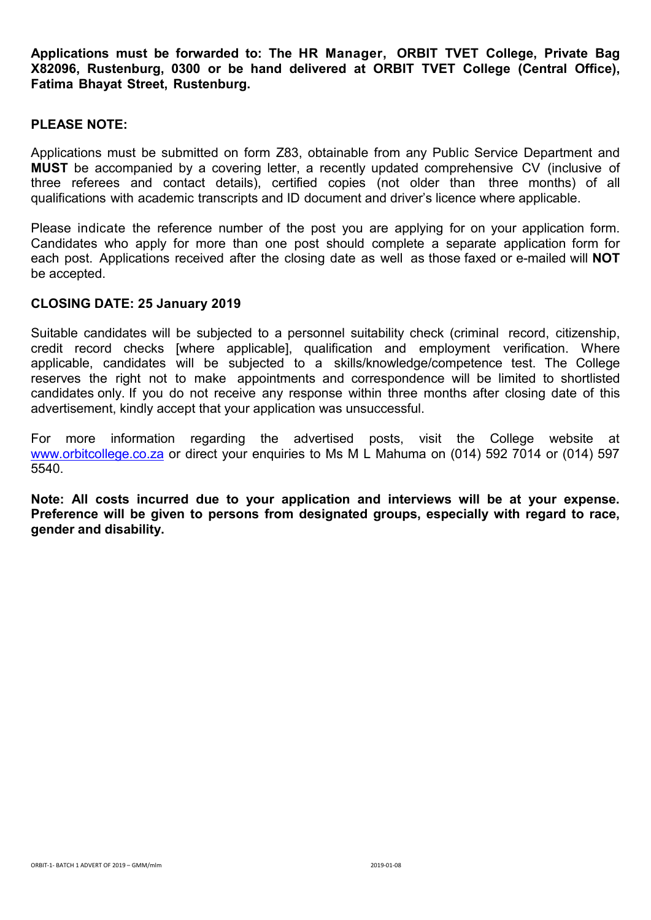**Applications must be forwarded to: The HR Manager, ORBIT TVET College, Private Bag X82096, Rustenburg, 0300 or be hand delivered at ORBIT TVET College (Central Office), Fatima Bhayat Street, Rustenburg.**

**PLEASE NOTE:**

Applications must be submitted on form Z83, obtainable from any Public Service Department and **MUST** be accompanied by a covering letter, a recently updated comprehensive CV (inclusive of three referees and contact details), certified copies (not older than three months) of all qualifications with academic transcripts and ID document and driver's licence where applicable.

Please indicate the reference number of the post you are applying for on your application form. Candidates who apply for more than one post should complete a separate application form for each post. Applications received after the closing date as well as those faxed or e-mailed will **NOT** be accepted.

**CLOSING DATE: 25 January 2019**

Suitable candidates will be subjected to a personnel suitability check (criminal record, citizenship, credit record checks [where applicable], qualification and employment verification. Where applicable, candidates will be subjected to a skills/knowledge/competence test. The College reserves the right not to make appointments and correspondence will be limited to shortlisted candidates only. If you do not receive any response within three months after closing date of this advertisement, kindly accept that your application was unsuccessful.

For more information regarding the advertised posts, visit the College website at www.orbitcollege.co.za or direct your enquiries to Ms M L Mahuma on (014) 592 7014 or (014) 597 5540.

**Note: All costs incurred due to your application and interviews will be at your expense. Preference will be given to persons from designated groups, especially with regard to race, gender and disability.**

ORBIT-1- BATCH 1 ADVERT OF 2019 – GMM/mlm 2019-01-08